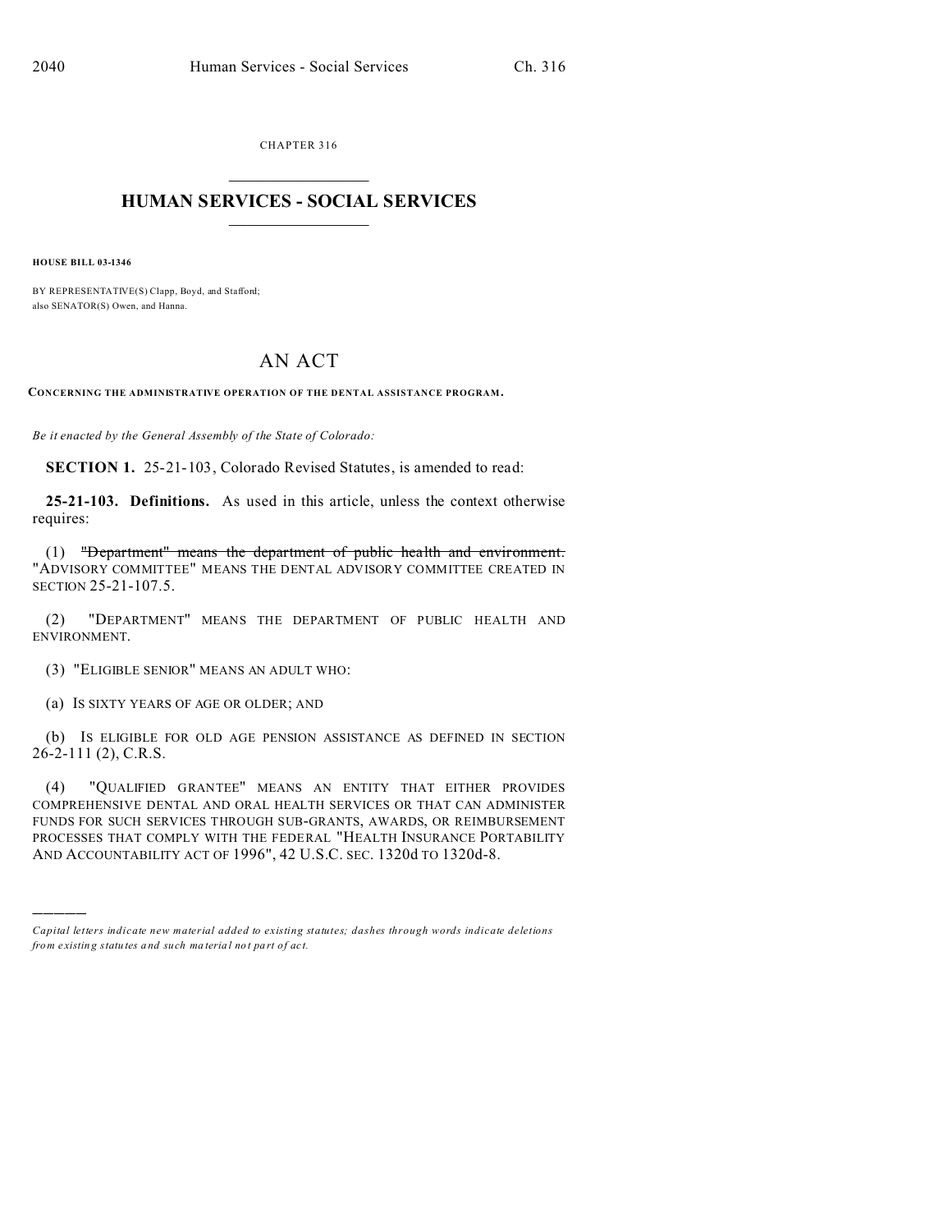CHAPTER 316

# HUMAN SERVICES - SOCIAL SERVICES

**HOUSE BILL 03-1346**

BY REPRESENTATIVE(S) Clapp, Boyd, and Stafford;
also SENATOR(S) Owen, and Hanna.

## AN ACT

**CONCERNING THE ADMINISTRATIVE OPERATION OF THE DENTAL ASSISTANCE PROGRAM.**

*Be it enacted by the General Assembly of the State of Colorado:*

**SECTION 1.** 25-21-103, Colorado Revised Statutes, is amended to read:

**25-21-103. Definitions.** As used in this article, unless the context otherwise requires:

(1) ~~"Department" means the department of public health and environment.~~ "ADVISORY COMMITTEE" MEANS THE DENTAL ADVISORY COMMITTEE CREATED IN SECTION 25-21-107.5.

(2) "DEPARTMENT" MEANS THE DEPARTMENT OF PUBLIC HEALTH AND ENVIRONMENT.

(3) "ELIGIBLE SENIOR" MEANS AN ADULT WHO:

(a) IS SIXTY YEARS OF AGE OR OLDER; AND

(b) IS ELIGIBLE FOR OLD AGE PENSION ASSISTANCE AS DEFINED IN SECTION 26-2-111 (2), C.R.S.

(4) "QUALIFIED GRANTEE" MEANS AN ENTITY THAT EITHER PROVIDES COMPREHENSIVE DENTAL AND ORAL HEALTH SERVICES OR THAT CAN ADMINISTER FUNDS FOR SUCH SERVICES THROUGH SUB-GRANTS, AWARDS, OR REIMBURSEMENT PROCESSES THAT COMPLY WITH THE FEDERAL "HEALTH INSURANCE PORTABILITY AND ACCOUNTABILITY ACT OF 1996", 42 U.S.C. SEC. 1320d TO 1320d-8.

---

*Capital letters indicate new material added to existing statutes; dashes through words indicate deletions from existing statutes and such material not part of act.*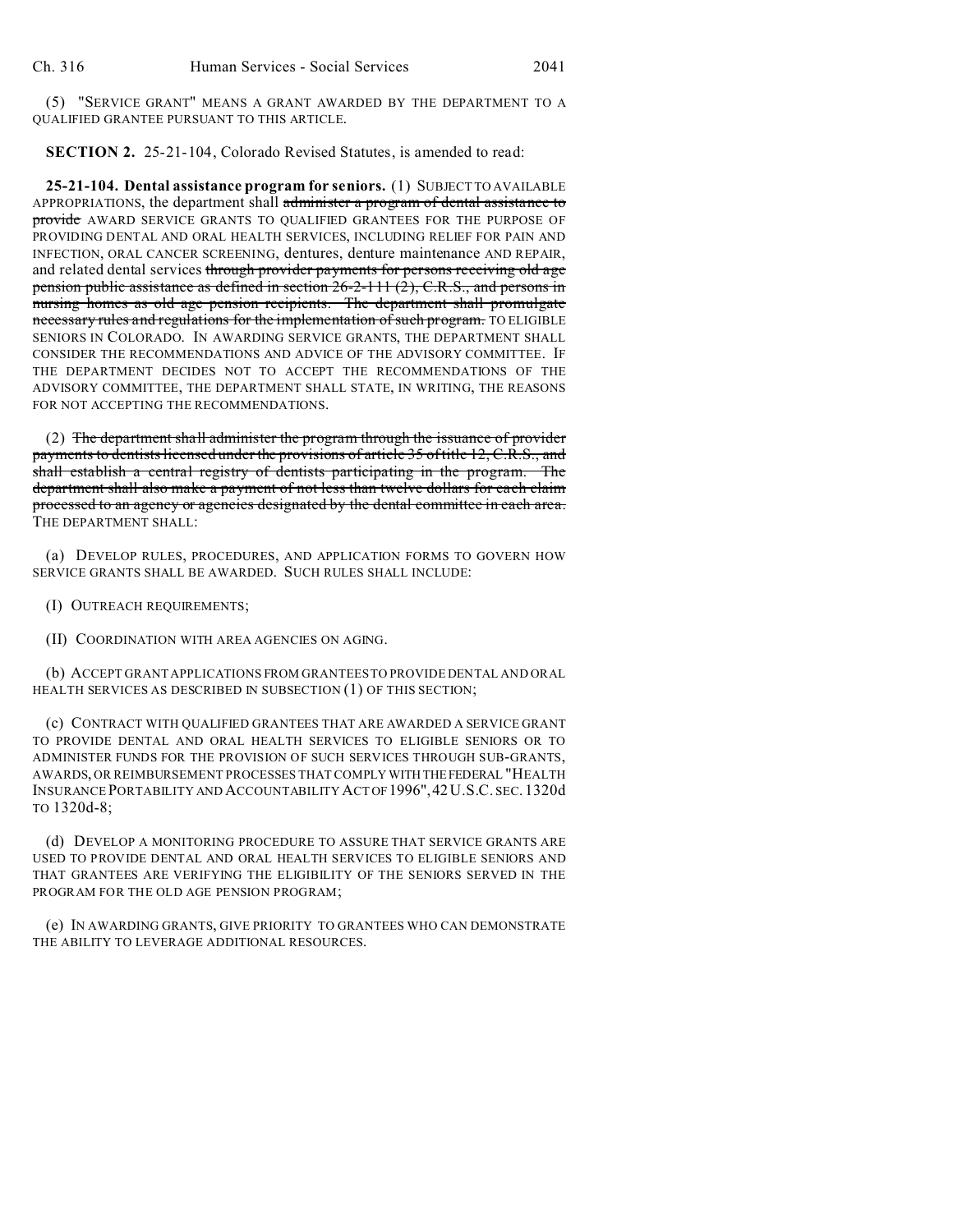(5) "SERVICE GRANT" MEANS A GRANT AWARDED BY THE DEPARTMENT TO A QUALIFIED GRANTEE PURSUANT TO THIS ARTICLE.

**SECTION 2.** 25-21-104, Colorado Revised Statutes, is amended to read:

**25-21-104. Dental assistance program for seniors.** (1) SUBJECT TO AVAILABLE APPROPRIATIONS, the department shall ~~administer a program of dental assistance to provide~~ AWARD SERVICE GRANTS TO QUALIFIED GRANTEES FOR THE PURPOSE OF PROVIDING DENTAL AND ORAL HEALTH SERVICES, INCLUDING RELIEF FOR PAIN AND INFECTION, ORAL CANCER SCREENING, dentures, denture maintenance AND REPAIR, and related dental services ~~through provider payments for persons receiving old age pension public assistance as defined in section 26-2-111 (2), C.R.S., and persons in nursing homes as old age pension recipients. The department shall promulgate necessary rules and regulations for the implementation of such program.~~ TO ELIGIBLE SENIORS IN COLORADO. IN AWARDING SERVICE GRANTS, THE DEPARTMENT SHALL CONSIDER THE RECOMMENDATIONS AND ADVICE OF THE ADVISORY COMMITTEE. IF THE DEPARTMENT DECIDES NOT TO ACCEPT THE RECOMMENDATIONS OF THE ADVISORY COMMITTEE, THE DEPARTMENT SHALL STATE, IN WRITING, THE REASONS FOR NOT ACCEPTING THE RECOMMENDATIONS.

(2) ~~The department shall administer the program through the issuance of provider payments to dentists licensed under the provisions of article 35 of title 12, C.R.S., and shall establish a central registry of dentists participating in the program. The department shall also make a payment of not less than twelve dollars for each claim processed to an agency or agencies designated by the dental committee in each area.~~ THE DEPARTMENT SHALL:

(a) DEVELOP RULES, PROCEDURES, AND APPLICATION FORMS TO GOVERN HOW SERVICE GRANTS SHALL BE AWARDED. SUCH RULES SHALL INCLUDE:

(I) OUTREACH REQUIREMENTS;

(II) COORDINATION WITH AREA AGENCIES ON AGING.

(b) ACCEPT GRANT APPLICATIONS FROM GRANTEES TO PROVIDE DENTAL AND ORAL HEALTH SERVICES AS DESCRIBED IN SUBSECTION (1) OF THIS SECTION;

(c) CONTRACT WITH QUALIFIED GRANTEES THAT ARE AWARDED A SERVICE GRANT TO PROVIDE DENTAL AND ORAL HEALTH SERVICES TO ELIGIBLE SENIORS OR TO ADMINISTER FUNDS FOR THE PROVISION OF SUCH SERVICES THROUGH SUB-GRANTS, AWARDS, OR REIMBURSEMENT PROCESSES THAT COMPLY WITH THE FEDERAL "HEALTH INSURANCE PORTABILITY AND ACCOUNTABILITY ACT OF 1996", 42 U.S.C. SEC. 1320d TO 1320d-8;

(d) DEVELOP A MONITORING PROCEDURE TO ASSURE THAT SERVICE GRANTS ARE USED TO PROVIDE DENTAL AND ORAL HEALTH SERVICES TO ELIGIBLE SENIORS AND THAT GRANTEES ARE VERIFYING THE ELIGIBILITY OF THE SENIORS SERVED IN THE PROGRAM FOR THE OLD AGE PENSION PROGRAM;

(e) IN AWARDING GRANTS, GIVE PRIORITY TO GRANTEES WHO CAN DEMONSTRATE THE ABILITY TO LEVERAGE ADDITIONAL RESOURCES.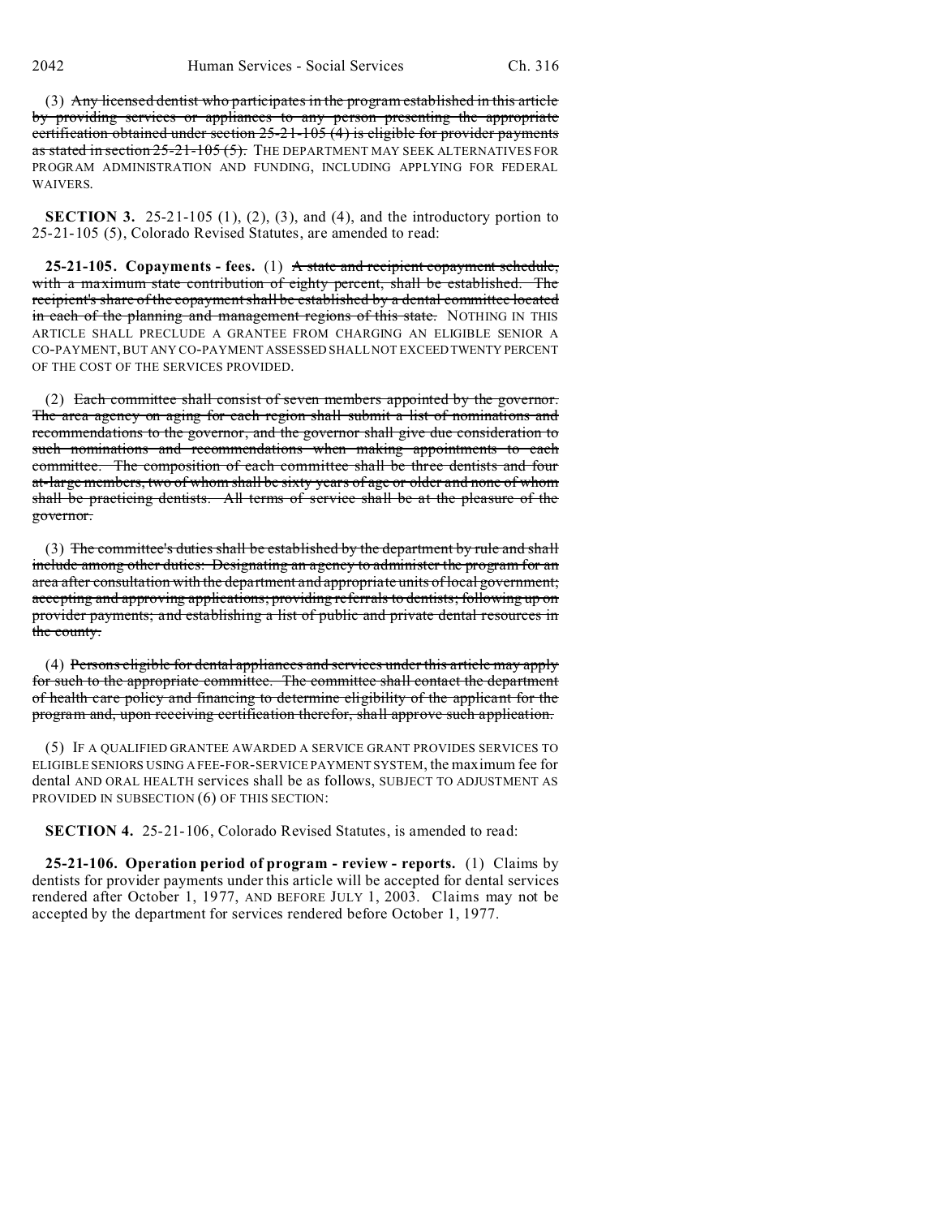(3) ~~Any licensed dentist who participates in the program established in this article by providing services or appliances to any person presenting the appropriate certification obtained under section 25-21-105 (4) is eligible for provider payments as stated in section 25-21-105 (5).~~ THE DEPARTMENT MAY SEEK ALTERNATIVES FOR PROGRAM ADMINISTRATION AND FUNDING, INCLUDING APPLYING FOR FEDERAL WAIVERS.

**SECTION 3.** 25-21-105 (1), (2), (3), and (4), and the introductory portion to 25-21-105 (5), Colorado Revised Statutes, are amended to read:

**25-21-105. Copayments - fees.** (1) ~~A state and recipient copayment schedule, with a maximum state contribution of eighty percent, shall be established. The recipient's share of the copayment shall be established by a dental committee located in each of the planning and management regions of this state.~~ NOTHING IN THIS ARTICLE SHALL PRECLUDE A GRANTEE FROM CHARGING AN ELIGIBLE SENIOR A CO-PAYMENT, BUT ANY CO-PAYMENT ASSESSED SHALL NOT EXCEED TWENTY PERCENT OF THE COST OF THE SERVICES PROVIDED.

(2) ~~Each committee shall consist of seven members appointed by the governor. The area agency on aging for each region shall submit a list of nominations and recommendations to the governor, and the governor shall give due consideration to such nominations and recommendations when making appointments to each committee. The composition of each committee shall be three dentists and four at-large members, two of whom shall be sixty years of age or older and none of whom shall be practicing dentists. All terms of service shall be at the pleasure of the governor.~~

(3) ~~The committee's duties shall be established by the department by rule and shall include among other duties: Designating an agency to administer the program for an area after consultation with the department and appropriate units of local government; accepting and approving applications; providing referrals to dentists; following up on provider payments; and establishing a list of public and private dental resources in the county.~~

(4) ~~Persons eligible for dental appliances and services under this article may apply for such to the appropriate committee. The committee shall contact the department of health care policy and financing to determine eligibility of the applicant for the program and, upon receiving certification therefor, shall approve such application.~~

(5) IF A QUALIFIED GRANTEE AWARDED A SERVICE GRANT PROVIDES SERVICES TO ELIGIBLE SENIORS USING A FEE-FOR-SERVICE PAYMENT SYSTEM, the maximum fee for dental AND ORAL HEALTH services shall be as follows, SUBJECT TO ADJUSTMENT AS PROVIDED IN SUBSECTION (6) OF THIS SECTION:

**SECTION 4.** 25-21-106, Colorado Revised Statutes, is amended to read:

**25-21-106. Operation period of program - review - reports.** (1) Claims by dentists for provider payments under this article will be accepted for dental services rendered after October 1, 1977, AND BEFORE JULY 1, 2003. Claims may not be accepted by the department for services rendered before October 1, 1977.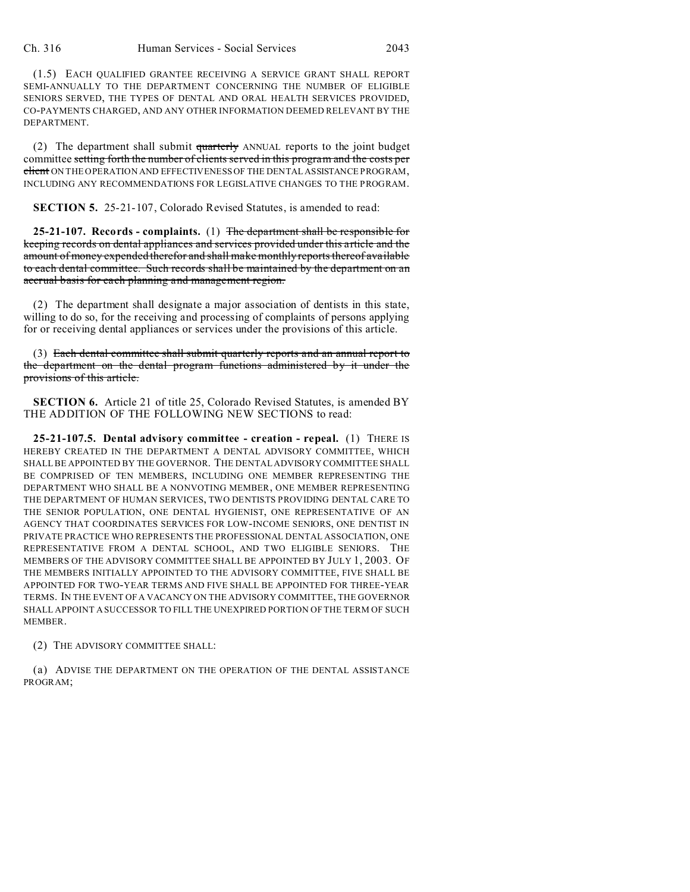(1.5) EACH QUALIFIED GRANTEE RECEIVING A SERVICE GRANT SHALL REPORT SEMI-ANNUALLY TO THE DEPARTMENT CONCERNING THE NUMBER OF ELIGIBLE SENIORS SERVED, THE TYPES OF DENTAL AND ORAL HEALTH SERVICES PROVIDED, CO-PAYMENTS CHARGED, AND ANY OTHER INFORMATION DEEMED RELEVANT BY THE DEPARTMENT.

(2) The department shall submit ~~quarterly~~ ANNUAL reports to the joint budget committee ~~setting forth the number of clients served in this program and the costs per client~~ ON THE OPERATION AND EFFECTIVENESS OF THE DENTAL ASSISTANCE PROGRAM, INCLUDING ANY RECOMMENDATIONS FOR LEGISLATIVE CHANGES TO THE PROGRAM.

**SECTION 5.** 25-21-107, Colorado Revised Statutes, is amended to read:

**25-21-107. Records - complaints.** (1) ~~The department shall be responsible for keeping records on dental appliances and services provided under this article and the amount of money expended therefor and shall make monthly reports thereof available to each dental committee. Such records shall be maintained by the department on an accrual basis for each planning and management region.~~

(2) The department shall designate a major association of dentists in this state, willing to do so, for the receiving and processing of complaints of persons applying for or receiving dental appliances or services under the provisions of this article.

(3) ~~Each dental committee shall submit quarterly reports and an annual report to the department on the dental program functions administered by it under the provisions of this article.~~

**SECTION 6.** Article 21 of title 25, Colorado Revised Statutes, is amended BY THE ADDITION OF THE FOLLOWING NEW SECTIONS to read:

**25-21-107.5. Dental advisory committee - creation - repeal.** (1) THERE IS HEREBY CREATED IN THE DEPARTMENT A DENTAL ADVISORY COMMITTEE, WHICH SHALL BE APPOINTED BY THE GOVERNOR. THE DENTAL ADVISORY COMMITTEE SHALL BE COMPRISED OF TEN MEMBERS, INCLUDING ONE MEMBER REPRESENTING THE DEPARTMENT WHO SHALL BE A NONVOTING MEMBER, ONE MEMBER REPRESENTING THE DEPARTMENT OF HUMAN SERVICES, TWO DENTISTS PROVIDING DENTAL CARE TO THE SENIOR POPULATION, ONE DENTAL HYGIENIST, ONE REPRESENTATIVE OF AN AGENCY THAT COORDINATES SERVICES FOR LOW-INCOME SENIORS, ONE DENTIST IN PRIVATE PRACTICE WHO REPRESENTS THE PROFESSIONAL DENTAL ASSOCIATION, ONE REPRESENTATIVE FROM A DENTAL SCHOOL, AND TWO ELIGIBLE SENIORS. THE MEMBERS OF THE ADVISORY COMMITTEE SHALL BE APPOINTED BY JULY 1, 2003. OF THE MEMBERS INITIALLY APPOINTED TO THE ADVISORY COMMITTEE, FIVE SHALL BE APPOINTED FOR TWO-YEAR TERMS AND FIVE SHALL BE APPOINTED FOR THREE-YEAR TERMS. IN THE EVENT OF A VACANCY ON THE ADVISORY COMMITTEE, THE GOVERNOR SHALL APPOINT A SUCCESSOR TO FILL THE UNEXPIRED PORTION OF THE TERM OF SUCH MEMBER.

(2) THE ADVISORY COMMITTEE SHALL:

(a) ADVISE THE DEPARTMENT ON THE OPERATION OF THE DENTAL ASSISTANCE PROGRAM;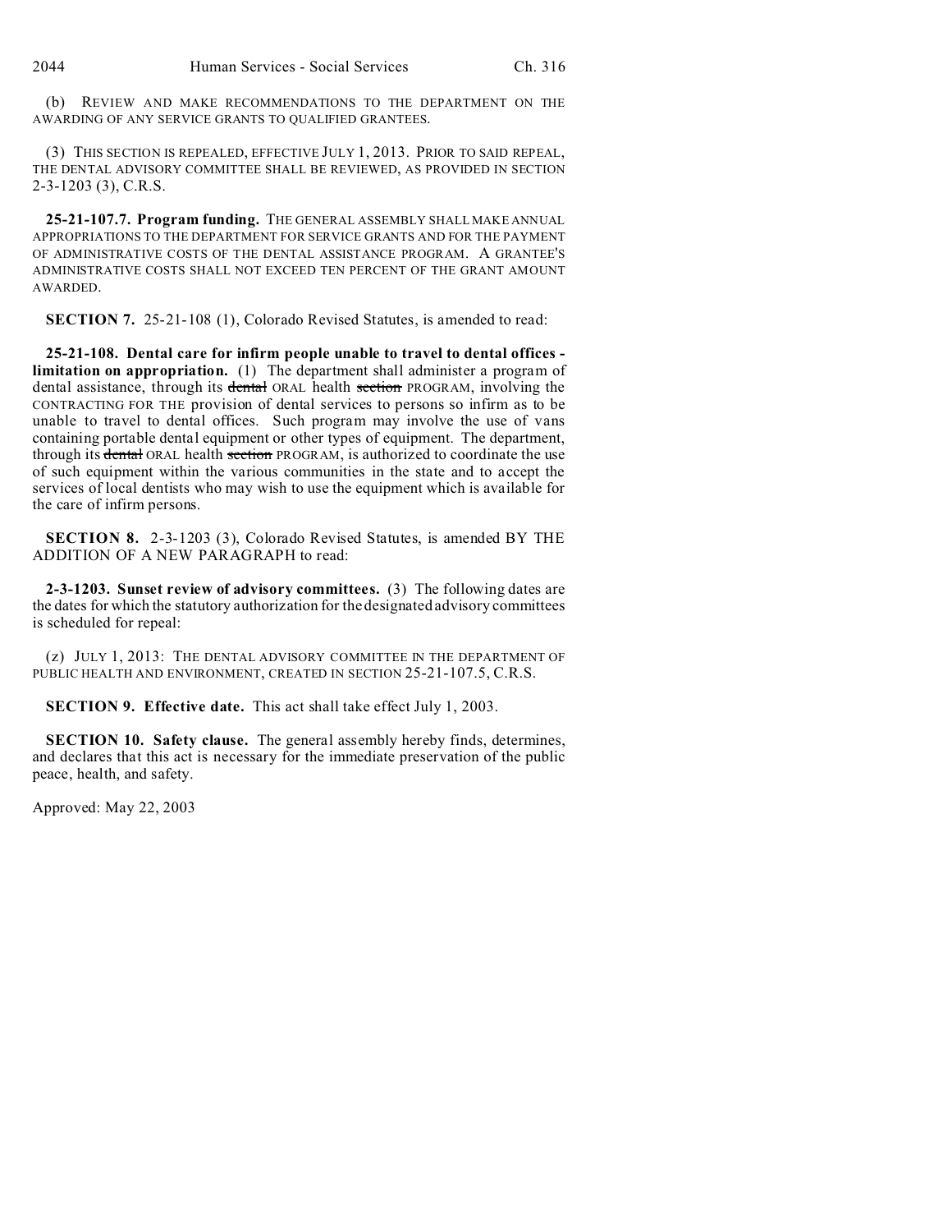(b) REVIEW AND MAKE RECOMMENDATIONS TO THE DEPARTMENT ON THE AWARDING OF ANY SERVICE GRANTS TO QUALIFIED GRANTEES.

(3) THIS SECTION IS REPEALED, EFFECTIVE JULY 1, 2013. PRIOR TO SAID REPEAL, THE DENTAL ADVISORY COMMITTEE SHALL BE REVIEWED, AS PROVIDED IN SECTION 2-3-1203 (3), C.R.S.

**25-21-107.7. Program funding.** THE GENERAL ASSEMBLY SHALL MAKE ANNUAL APPROPRIATIONS TO THE DEPARTMENT FOR SERVICE GRANTS AND FOR THE PAYMENT OF ADMINISTRATIVE COSTS OF THE DENTAL ASSISTANCE PROGRAM. A GRANTEE'S ADMINISTRATIVE COSTS SHALL NOT EXCEED TEN PERCENT OF THE GRANT AMOUNT AWARDED.

**SECTION 7.** 25-21-108 (1), Colorado Revised Statutes, is amended to read:

**25-21-108. Dental care for infirm people unable to travel to dental offices - limitation on appropriation.** (1) The department shall administer a program of dental assistance, through its ~~dental~~ ORAL health ~~section~~ PROGRAM, involving the CONTRACTING FOR THE provision of dental services to persons so infirm as to be unable to travel to dental offices. Such program may involve the use of vans containing portable dental equipment or other types of equipment. The department, through its ~~dental~~ ORAL health ~~section~~ PROGRAM, is authorized to coordinate the use of such equipment within the various communities in the state and to accept the services of local dentists who may wish to use the equipment which is available for the care of infirm persons.

**SECTION 8.** 2-3-1203 (3), Colorado Revised Statutes, is amended BY THE ADDITION OF A NEW PARAGRAPH to read:

**2-3-1203. Sunset review of advisory committees.** (3) The following dates are the dates for which the statutory authorization for the designated advisory committees is scheduled for repeal:

(z) JULY 1, 2013: THE DENTAL ADVISORY COMMITTEE IN THE DEPARTMENT OF PUBLIC HEALTH AND ENVIRONMENT, CREATED IN SECTION 25-21-107.5, C.R.S.

**SECTION 9. Effective date.** This act shall take effect July 1, 2003.

**SECTION 10. Safety clause.** The general assembly hereby finds, determines, and declares that this act is necessary for the immediate preservation of the public peace, health, and safety.

Approved: May 22, 2003